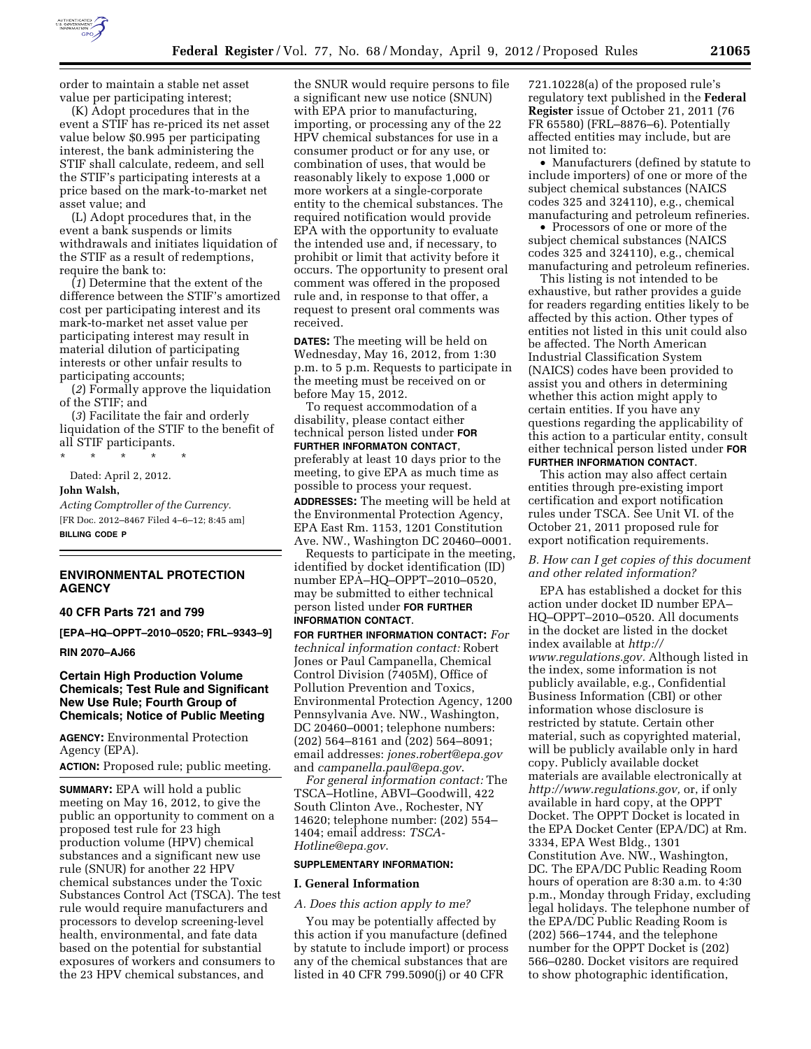order to maintain a stable net asset value per participating interest;

(K) Adopt procedures that in the event a STIF has re-priced its net asset value below $0.995 per participating interest, the bank administering the STIF shall calculate, redeem, and sell the STIF's participating interests at a price based on the mark-to-market net asset value; and

(L) Adopt procedures that, in the event a bank suspends or limits withdrawals and initiates liquidation of the STIF as a result of redemptions, require the bank to:

(*1*) Determine that the extent of the difference between the STIF's amortized cost per participating interest and its mark-to-market net asset value per participating interest may result in material dilution of participating interests or other unfair results to participating accounts;

(*2*) Formally approve the liquidation of the STIF; and

(*3*) Facilitate the fair and orderly liquidation of the STIF to the benefit of all STIF participants.

\* \* \* \* \*

Dated: April 2, 2012.

**John Walsh,**

*Acting Comptroller of the Currency.*

[FR Doc. 2012–8467 Filed 4–6–12; 8:45 am]

**BILLING CODE P**

## ENVIRONMENTAL PROTECTION AGENCY

### 40 CFR Parts 721 and 799

**[EPA–HQ–OPPT–2010–0520; FRL–9343–9]**

**RIN 2070–AJ66**

### Certain High Production Volume Chemicals; Test Rule and Significant New Use Rule; Fourth Group of Chemicals; Notice of Public Meeting

**AGENCY:** Environmental Protection Agency (EPA).

**ACTION:** Proposed rule; public meeting.

**SUMMARY:** EPA will hold a public meeting on May 16, 2012, to give the public an opportunity to comment on a proposed test rule for 23 high production volume (HPV) chemical substances and a significant new use rule (SNUR) for another 22 HPV chemical substances under the Toxic Substances Control Act (TSCA). The test rule would require manufacturers and processors to develop screening-level health, environmental, and fate data based on the potential for substantial exposures of workers and consumers to the 23 HPV chemical substances, and the SNUR would require persons to file a significant new use notice (SNUN) with EPA prior to manufacturing, importing, or processing any of the 22 HPV chemical substances for use in a consumer product or for any use, or combination of uses, that would be reasonably likely to expose 1,000 or more workers at a single-corporate entity to the chemical substances. The required notification would provide EPA with the opportunity to evaluate the intended use and, if necessary, to prohibit or limit that activity before it occurs. The opportunity to present oral comment was offered in the proposed rule and, in response to that offer, a request to present oral comments was received.

**DATES:** The meeting will be held on Wednesday, May 16, 2012, from 1:30 p.m. to 5 p.m. Requests to participate in the meeting must be received on or before May 15, 2012.

To request accommodation of a disability, please contact either technical person listed under **FOR FURTHER INFORMATON CONTACT**, preferably at least 10 days prior to the meeting, to give EPA as much time as possible to process your request.

**ADDRESSES:** The meeting will be held at the Environmental Protection Agency, EPA East Rm. 1153, 1201 Constitution Ave. NW., Washington DC 20460–0001.

Requests to participate in the meeting, identified by docket identification (ID) number EPA–HQ–OPPT–2010–0520, may be submitted to either technical person listed under **FOR FURTHER INFORMATION CONTACT**.

**FOR FURTHER INFORMATION CONTACT:** *For technical information contact:* Robert Jones or Paul Campanella, Chemical Control Division (7405M), Office of Pollution Prevention and Toxics, Environmental Protection Agency, 1200 Pennsylvania Ave. NW., Washington, DC 20460–0001; telephone numbers: (202) 564–8161 and (202) 564–8091; email addresses: *jones.robert@epa.gov* and *campanella.paul@epa.gov*.

*For general information contact:* The TSCA–Hotline, ABVI–Goodwill, 422 South Clinton Ave., Rochester, NY 14620; telephone number: (202) 554–1404; email address: *TSCA-Hotline@epa.gov*.

**SUPPLEMENTARY INFORMATION:**

### I. General Information

#### *A. Does this action apply to me?*

You may be potentially affected by this action if you manufacture (defined by statute to include import) or process any of the chemical substances that are listed in 40 CFR 799.5090(j) or 40 CFR 721.10228(a) of the proposed rule's regulatory text published in the **Federal Register** issue of October 21, 2011 (76 FR 65580) (FRL–8876–6). Potentially affected entities may include, but are not limited to:

- Manufacturers (defined by statute to include importers) of one or more of the subject chemical substances (NAICS codes 325 and 324110), e.g., chemical manufacturing and petroleum refineries.
- Processors of one or more of the subject chemical substances (NAICS codes 325 and 324110), e.g., chemical manufacturing and petroleum refineries.

This listing is not intended to be exhaustive, but rather provides a guide for readers regarding entities likely to be affected by this action. Other types of entities not listed in this unit could also be affected. The North American Industrial Classification System (NAICS) codes have been provided to assist you and others in determining whether this action might apply to certain entities. If you have any questions regarding the applicability of this action to a particular entity, consult either technical person listed under **FOR FURTHER INFORMATION CONTACT**.

This action may also affect certain entities through pre-existing import certification and export notification rules under TSCA. See Unit VI. of the October 21, 2011 proposed rule for export notification requirements.

#### *B. How can I get copies of this document and other related information?*

EPA has established a docket for this action under docket ID number EPA–HQ–OPPT–2010–0520. All documents in the docket are listed in the docket index available at *http://www.regulations.gov.* Although listed in the index, some information is not publicly available, e.g., Confidential Business Information (CBI) or other information whose disclosure is restricted by statute. Certain other material, such as copyrighted material, will be publicly available only in hard copy. Publicly available docket materials are available electronically at *http://www.regulations.gov,* or, if only available in hard copy, at the OPPT Docket. The OPPT Docket is located in the EPA Docket Center (EPA/DC) at Rm. 3334, EPA West Bldg., 1301 Constitution Ave. NW., Washington, DC. The EPA/DC Public Reading Room hours of operation are 8:30 a.m. to 4:30 p.m., Monday through Friday, excluding legal holidays. The telephone number of the EPA/DC Public Reading Room is (202) 566–1744, and the telephone number for the OPPT Docket is (202) 566–0280. Docket visitors are required to show photographic identification,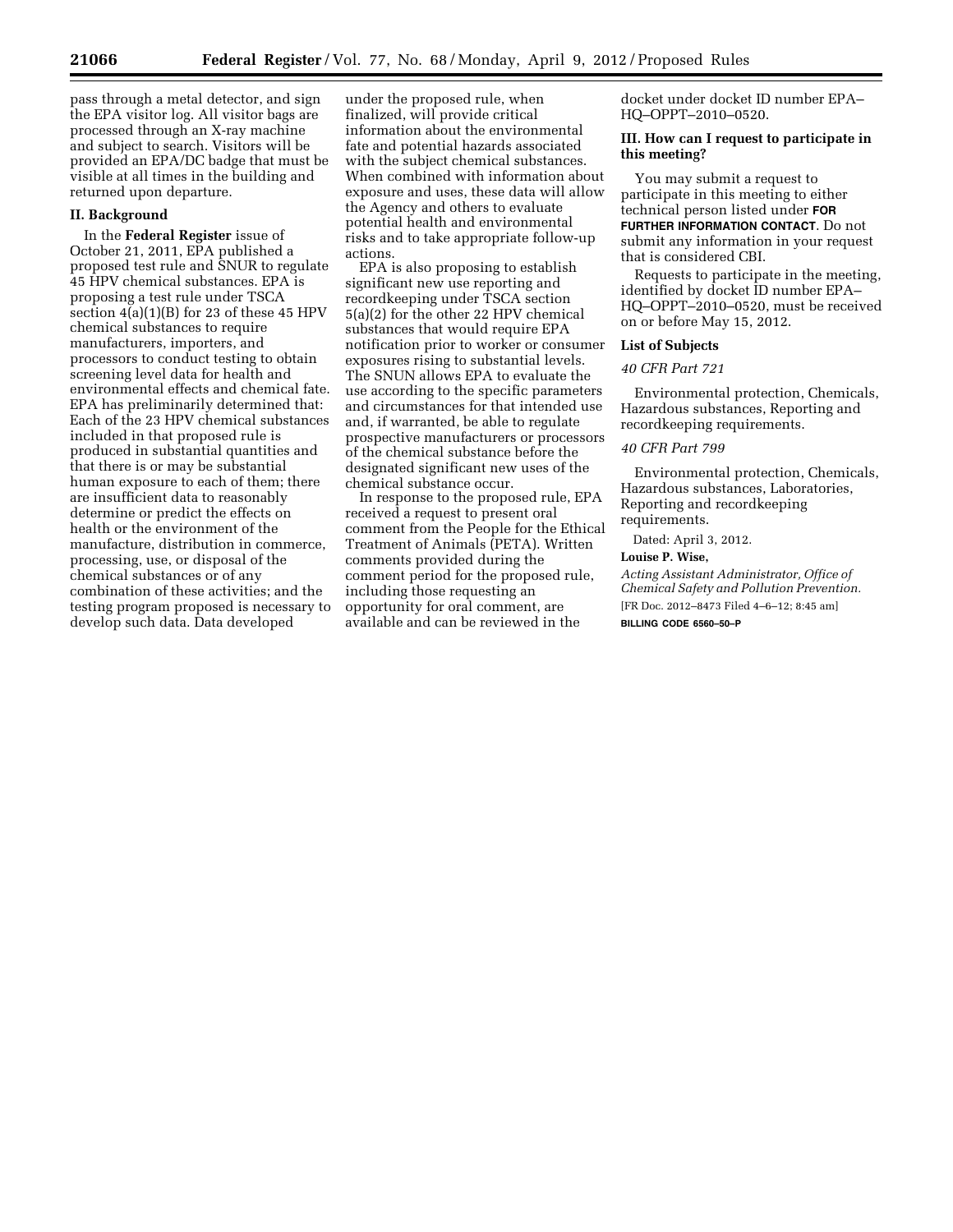pass through a metal detector, and sign the EPA visitor log. All visitor bags are processed through an X-ray machine and subject to search. Visitors will be provided an EPA/DC badge that must be visible at all times in the building and returned upon departure.

### II. Background

In the **Federal Register** issue of October 21, 2011, EPA published a proposed test rule and SNUR to regulate 45 HPV chemical substances. EPA is proposing a test rule under TSCA section 4(a)(1)(B) for 23 of these 45 HPV chemical substances to require manufacturers, importers, and processors to conduct testing to obtain screening level data for health and environmental effects and chemical fate. EPA has preliminarily determined that: Each of the 23 HPV chemical substances included in that proposed rule is produced in substantial quantities and that there is or may be substantial human exposure to each of them; there are insufficient data to reasonably determine or predict the effects on health or the environment of the manufacture, distribution in commerce, processing, use, or disposal of the chemical substances or of any combination of these activities; and the testing program proposed is necessary to develop such data. Data developed under the proposed rule, when finalized, will provide critical information about the environmental fate and potential hazards associated with the subject chemical substances. When combined with information about exposure and uses, these data will allow the Agency and others to evaluate potential health and environmental risks and to take appropriate follow-up actions.

EPA is also proposing to establish significant new use reporting and recordkeeping under TSCA section 5(a)(2) for the other 22 HPV chemical substances that would require EPA notification prior to worker or consumer exposures rising to substantial levels. The SNUN allows EPA to evaluate the use according to the specific parameters and circumstances for that intended use and, if warranted, be able to regulate prospective manufacturers or processors of the chemical substance before the designated significant new uses of the chemical substance occur.

In response to the proposed rule, EPA received a request to present oral comment from the People for the Ethical Treatment of Animals (PETA). Written comments provided during the comment period for the proposed rule, including those requesting an opportunity for oral comment, are available and can be reviewed in the docket under docket ID number EPA–HQ–OPPT–2010–0520.

### III. How can I request to participate in this meeting?

You may submit a request to participate in this meeting to either technical person listed under **FOR FURTHER INFORMATION CONTACT**. Do not submit any information in your request that is considered CBI.

Requests to participate in the meeting, identified by docket ID number EPA–HQ–OPPT–2010–0520, must be received on or before May 15, 2012.

### List of Subjects

*40 CFR Part 721*

Environmental protection, Chemicals, Hazardous substances, Reporting and recordkeeping requirements.

*40 CFR Part 799*

Environmental protection, Chemicals, Hazardous substances, Laboratories, Reporting and recordkeeping requirements.

Dated: April 3, 2012.

**Louise P. Wise,**

*Acting Assistant Administrator, Office of Chemical Safety and Pollution Prevention.*

[FR Doc. 2012–8473 Filed 4–6–12; 8:45 am]

**BILLING CODE 6560–50–P**